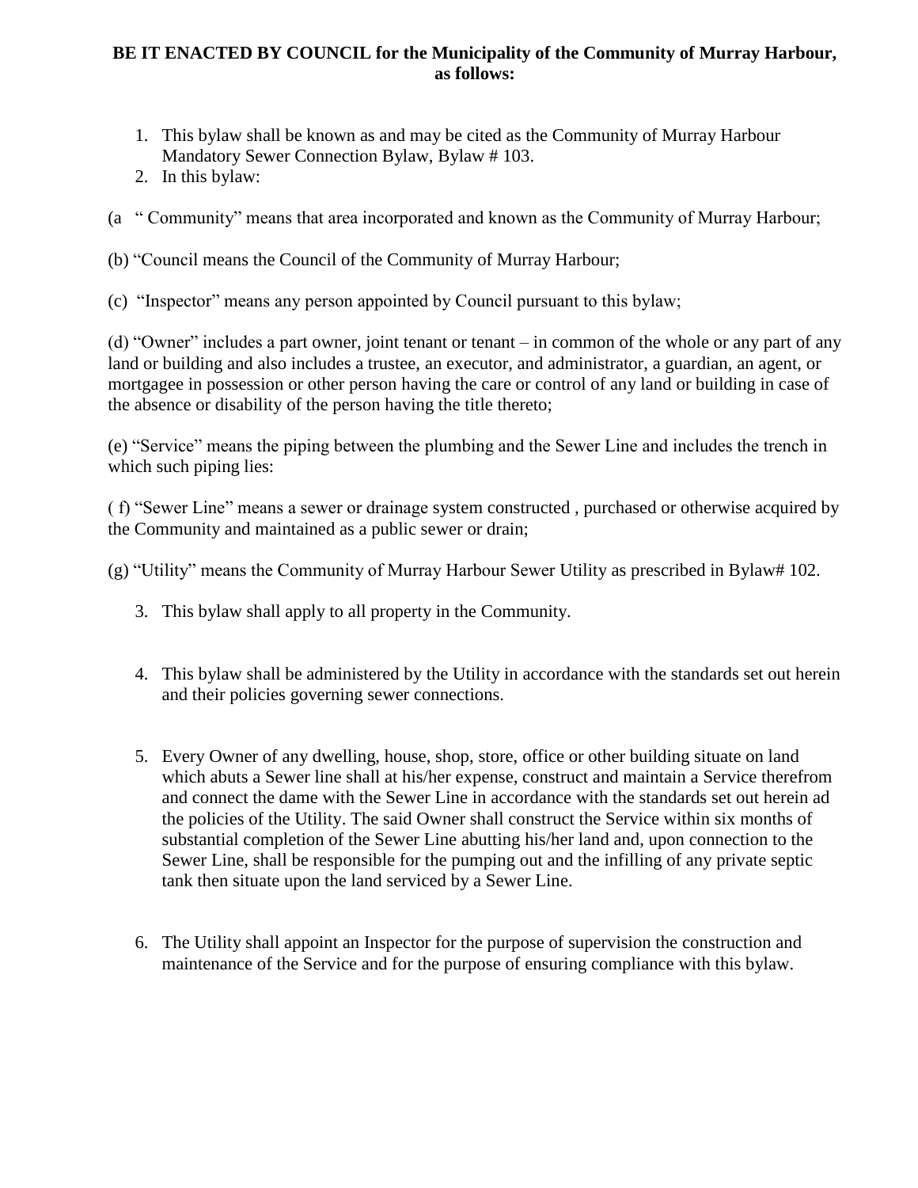**BE IT ENACTED BY COUNCIL for the Municipality of the Community of Murray Harbour, as follows:**

1. This bylaw shall be known as and may be cited as the Community of Murray Harbour Mandatory Sewer Connection Bylaw, Bylaw # 103.
2. In this bylaw:

(a " Community" means that area incorporated and known as the Community of Murray Harbour;

(b) "Council means the Council of the Community of Murray Harbour;

(c) "Inspector" means any person appointed by Council pursuant to this bylaw;

(d) "Owner" includes a part owner, joint tenant or tenant – in common of the whole or any part of any land or building and also includes a trustee, an executor, and administrator, a guardian, an agent, or mortgagee in possession or other person having the care or control of any land or building in case of the absence or disability of the person having the title thereto;

(e) "Service" means the piping between the plumbing and the Sewer Line and includes the trench in which such piping lies:

( f) "Sewer Line" means a sewer or drainage system constructed , purchased or otherwise acquired by the Community and maintained as a public sewer or drain;

(g) "Utility" means the Community of Murray Harbour Sewer Utility as prescribed in Bylaw# 102.

3. This bylaw shall apply to all property in the Community.

4. This bylaw shall be administered by the Utility in accordance with the standards set out herein and their policies governing sewer connections.

5. Every Owner of any dwelling, house, shop, store, office or other building situate on land which abuts a Sewer line shall at his/her expense, construct and maintain a Service therefrom and connect the dame with the Sewer Line in accordance with the standards set out herein ad the policies of the Utility. The said Owner shall construct the Service within six months of substantial completion of the Sewer Line abutting his/her land and, upon connection to the Sewer Line, shall be responsible for the pumping out and the infilling of any private septic tank then situate upon the land serviced by a Sewer Line.

6. The Utility shall appoint an Inspector for the purpose of supervision the construction and maintenance of the Service and for the purpose of ensuring compliance with this bylaw.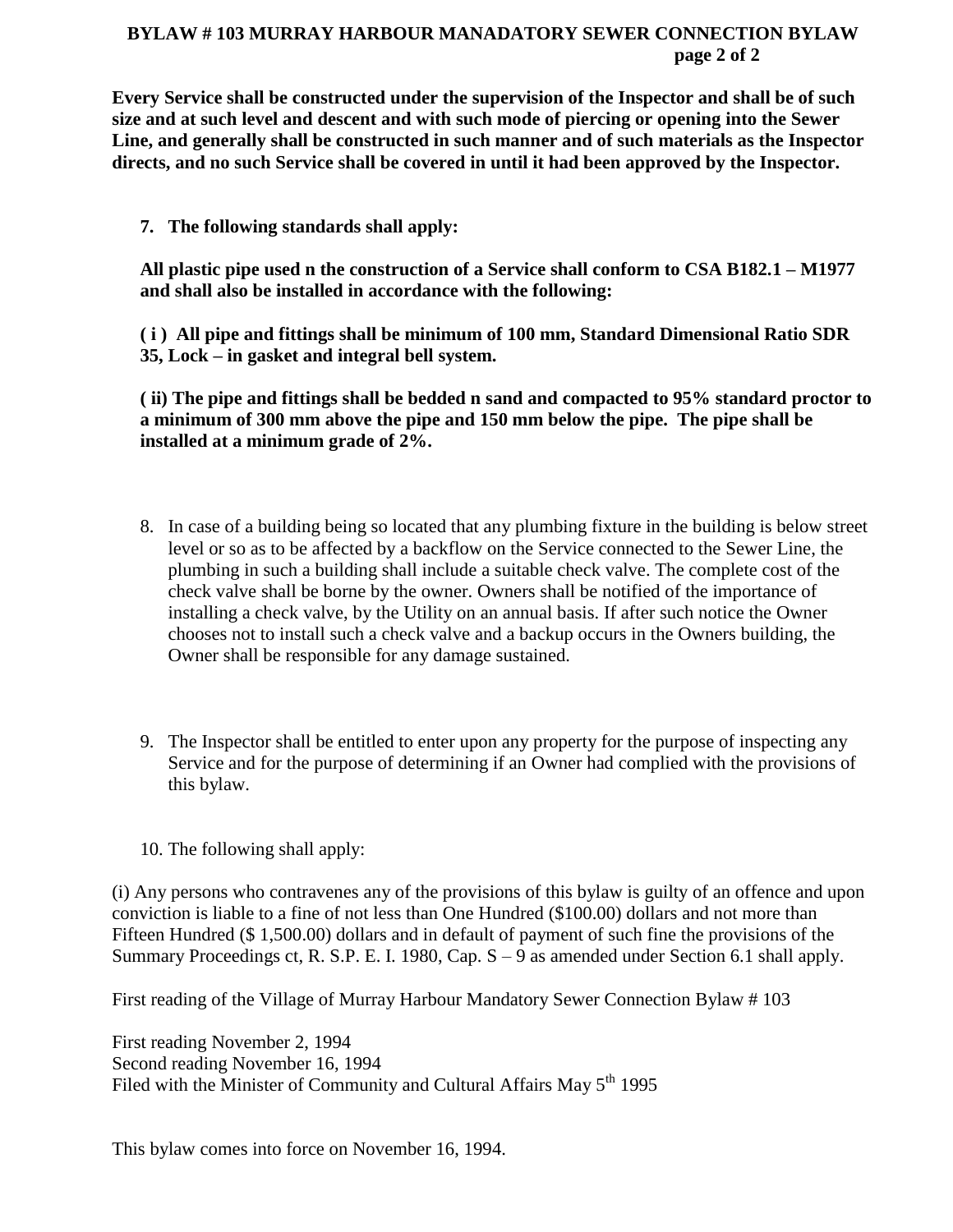**Every Service shall be constructed under the supervision of the Inspector and shall be of such size and at such level and descent and with such mode of piercing or opening into the Sewer Line, and generally shall be constructed in such manner and of such materials as the Inspector directs, and no such Service shall be covered in until it had been approved by the Inspector.**

7. **The following standards shall apply:**

   **All plastic pipe used n the construction of a Service shall conform to CSA B182.1 – M1977 and shall also be installed in accordance with the following:**

   **( i ) All pipe and fittings shall be minimum of 100 mm, Standard Dimensional Ratio SDR 35, Lock – in gasket and integral bell system.**

   **( ii) The pipe and fittings shall be bedded n sand and compacted to 95% standard proctor to a minimum of 300 mm above the pipe and 150 mm below the pipe. The pipe shall be installed at a minimum grade of 2%.**

8. In case of a building being so located that any plumbing fixture in the building is below street level or so as to be affected by a backflow on the Service connected to the Sewer Line, the plumbing in such a building shall include a suitable check valve. The complete cost of the check valve shall be borne by the owner. Owners shall be notified of the importance of installing a check valve, by the Utility on an annual basis. If after such notice the Owner chooses not to install such a check valve and a backup occurs in the Owners building, the Owner shall be responsible for any damage sustained.

9. The Inspector shall be entitled to enter upon any property for the purpose of inspecting any Service and for the purpose of determining if an Owner had complied with the provisions of this bylaw.

10. The following shall apply:

(i) Any persons who contravenes any of the provisions of this bylaw is guilty of an offence and upon conviction is liable to a fine of not less than One Hundred ($100.00) dollars and not more than Fifteen Hundred ($ 1,500.00) dollars and in default of payment of such fine the provisions of the Summary Proceedings ct, R. S.P. E. I. 1980, Cap. S – 9 as amended under Section 6.1 shall apply.

First reading of the Village of Murray Harbour Mandatory Sewer Connection Bylaw # 103

First reading November 2, 1994
Second reading November 16, 1994
Filed with the Minister of Community and Cultural Affairs May 5th 1995

This bylaw comes into force on November 16, 1994.